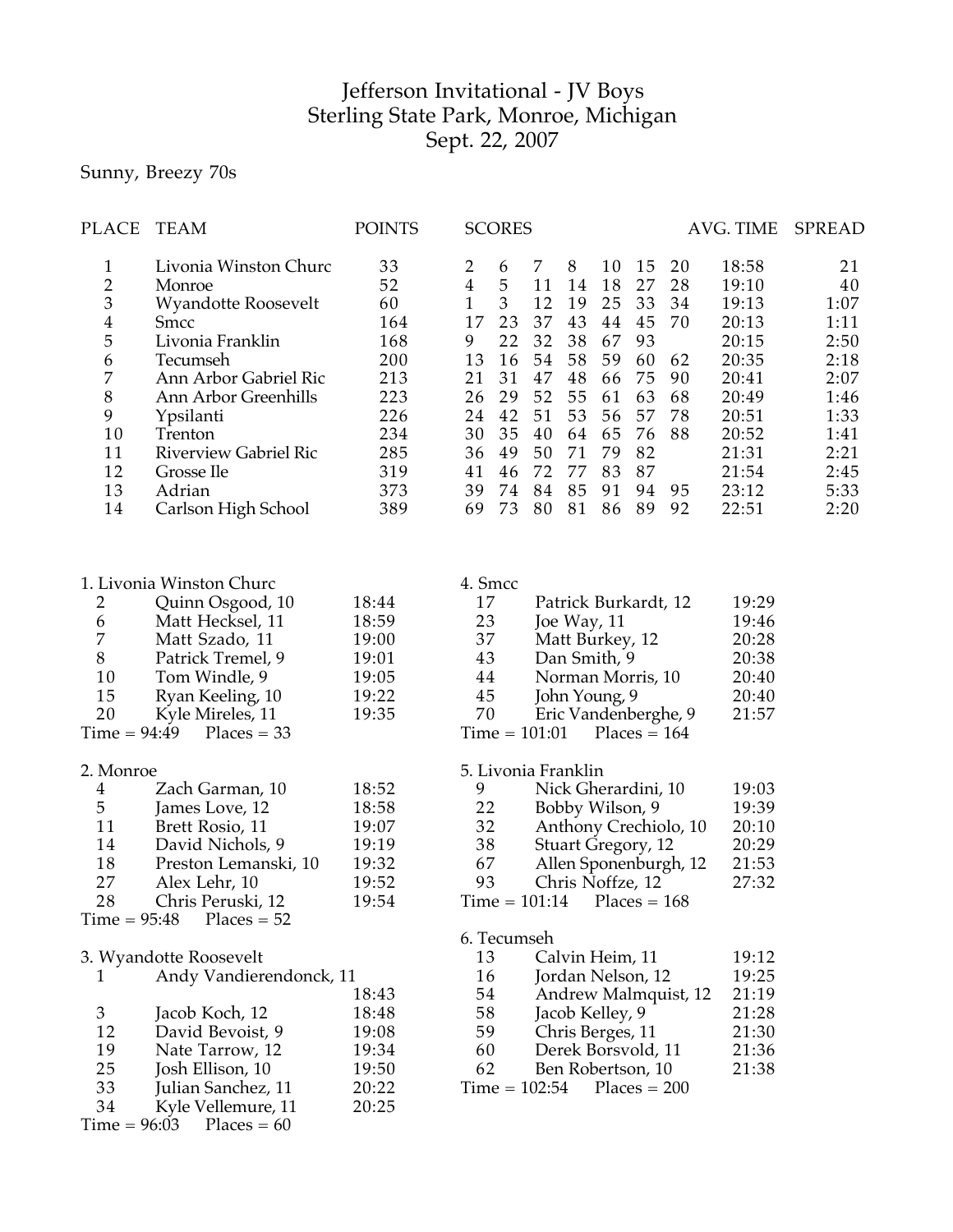# Jefferson Invitational - JV Boys
## Sterling State Park, Monroe, Michigan
## Sept. 22, 2007

Sunny, Breezy 70s

| PLACE | TEAM | POINTS | SCORES | | | | | | | AVG. TIME | SPREAD |
|---|---|---|---|---|---|---|---|---|---|---|---|
| 1 | Livonia Winston Churc | 33 | 2 | 6 | 7 | 8 | 10 | 15 | 20 | 18:58 | 21 |
| 2 | Monroe | 52 | 4 | 5 | 11 | 14 | 18 | 27 | 28 | 19:10 | 40 |
| 3 | Wyandotte Roosevelt | 60 | 1 | 3 | 12 | 19 | 25 | 33 | 34 | 19:13 | 1:07 |
| 4 | Smcc | 164 | 17 | 23 | 37 | 43 | 44 | 45 | 70 | 20:13 | 1:11 |
| 5 | Livonia Franklin | 168 | 9 | 22 | 32 | 38 | 67 | 93 | | 20:15 | 2:50 |
| 6 | Tecumseh | 200 | 13 | 16 | 54 | 58 | 59 | 60 | 62 | 20:35 | 2:18 |
| 7 | Ann Arbor Gabriel Ric | 213 | 21 | 31 | 47 | 48 | 66 | 75 | 90 | 20:41 | 2:07 |
| 8 | Ann Arbor Greenhills | 223 | 26 | 29 | 52 | 55 | 61 | 63 | 68 | 20:49 | 1:46 |
| 9 | Ypsilanti | 226 | 24 | 42 | 51 | 53 | 56 | 57 | 78 | 20:51 | 1:33 |
| 10 | Trenton | 234 | 30 | 35 | 40 | 64 | 65 | 76 | 88 | 20:52 | 1:41 |
| 11 | Riverview Gabriel Ric | 285 | 36 | 49 | 50 | 71 | 79 | 82 | | 21:31 | 2:21 |
| 12 | Grosse Ile | 319 | 41 | 46 | 72 | 77 | 83 | 87 | | 21:54 | 2:45 |
| 13 | Adrian | 373 | 39 | 74 | 84 | 85 | 91 | 94 | 95 | 23:12 | 5:33 |
| 14 | Carlson High School | 389 | 69 | 73 | 80 | 81 | 86 | 89 | 92 | 22:51 | 2:20 |

1. Livonia Winston Churc

| | | |
|---|---|---|
| 2 | Quinn Osgood, 10 | 18:44 |
| 6 | Matt Hecksel, 11 | 18:59 |
| 7 | Matt Szado, 11 | 19:00 |
| 8 | Patrick Tremel, 9 | 19:01 |
| 10 | Tom Windle, 9 | 19:05 |
| 15 | Ryan Keeling, 10 | 19:22 |
| 20 | Kyle Mireles, 11 | 19:35 |

Time = 94:49 Places = 33

2. Monroe

| | | |
|---|---|---|
| 4 | Zach Garman, 10 | 18:52 |
| 5 | James Love, 12 | 18:58 |
| 11 | Brett Rosio, 11 | 19:07 |
| 14 | David Nichols, 9 | 19:19 |
| 18 | Preston Lemanski, 10 | 19:32 |
| 27 | Alex Lehr, 10 | 19:52 |
| 28 | Chris Peruski, 12 | 19:54 |

Time = 95:48 Places = 52

3. Wyandotte Roosevelt

| | | |
|---|---|---|
| 1 | Andy Vandierendonck, 11 | 18:43 |
| 3 | Jacob Koch, 12 | 18:48 |
| 12 | David Bevoist, 9 | 19:08 |
| 19 | Nate Tarrow, 12 | 19:34 |
| 25 | Josh Ellison, 10 | 19:50 |
| 33 | Julian Sanchez, 11 | 20:22 |
| 34 | Kyle Vellemure, 11 | 20:25 |

Time = 96:03 Places = 60

4. Smcc

| | | |
|---|---|---|
| 17 | Patrick Burkardt, 12 | 19:29 |
| 23 | Joe Way, 11 | 19:46 |
| 37 | Matt Burkey, 12 | 20:28 |
| 43 | Dan Smith, 9 | 20:38 |
| 44 | Norman Morris, 10 | 20:40 |
| 45 | John Young, 9 | 20:40 |
| 70 | Eric Vandenberghe, 9 | 21:57 |

Time = 101:01 Places = 164

5. Livonia Franklin

| | | |
|---|---|---|
| 9 | Nick Gherardini, 10 | 19:03 |
| 22 | Bobby Wilson, 9 | 19:39 |
| 32 | Anthony Crechiolo, 10 | 20:10 |
| 38 | Stuart Gregory, 12 | 20:29 |
| 67 | Allen Sponenburgh, 12 | 21:53 |
| 93 | Chris Noffze, 12 | 27:32 |

Time = 101:14 Places = 168

6. Tecumseh

| | | |
|---|---|---|
| 13 | Calvin Heim, 11 | 19:12 |
| 16 | Jordan Nelson, 12 | 19:25 |
| 54 | Andrew Malmquist, 12 | 21:19 |
| 58 | Jacob Kelley, 9 | 21:28 |
| 59 | Chris Berges, 11 | 21:30 |
| 60 | Derek Borsvold, 11 | 21:36 |
| 62 | Ben Robertson, 10 | 21:38 |

Time = 102:54 Places = 200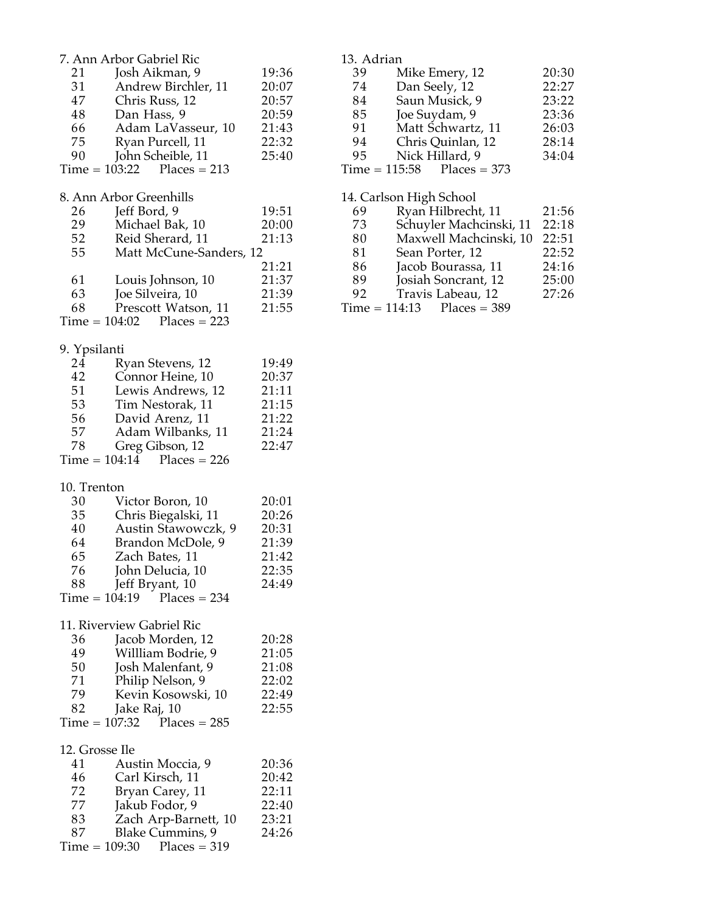7. Ann Arbor Gabriel Ric

| | | |
|---|---|---|
| 21 | Josh Aikman, 9 | 19:36 |
| 31 | Andrew Birchler, 11 | 20:07 |
| 47 | Chris Russ, 12 | 20:57 |
| 48 | Dan Hass, 9 | 20:59 |
| 66 | Adam LaVasseur, 10 | 21:43 |
| 75 | Ryan Purcell, 11 | 22:32 |
| 90 | John Scheible, 11 | 25:40 |

Time = 103:22 Places = 213

8. Ann Arbor Greenhills

| | | |
|---|---|---|
| 26 | Jeff Bord, 9 | 19:51 |
| 29 | Michael Bak, 10 | 20:00 |
| 52 | Reid Sherard, 11 | 21:13 |
| 55 | Matt McCune-Sanders, 12 | 21:21 |
| 61 | Louis Johnson, 10 | 21:37 |
| 63 | Joe Silveira, 10 | 21:39 |
| 68 | Prescott Watson, 11 | 21:55 |

Time = 104:02 Places = 223

9. Ypsilanti

| | | |
|---|---|---|
| 24 | Ryan Stevens, 12 | 19:49 |
| 42 | Connor Heine, 10 | 20:37 |
| 51 | Lewis Andrews, 12 | 21:11 |
| 53 | Tim Nestorak, 11 | 21:15 |
| 56 | David Arenz, 11 | 21:22 |
| 57 | Adam Wilbanks, 11 | 21:24 |
| 78 | Greg Gibson, 12 | 22:47 |

Time = 104:14 Places = 226

10. Trenton

| | | |
|---|---|---|
| 30 | Victor Boron, 10 | 20:01 |
| 35 | Chris Biegalski, 11 | 20:26 |
| 40 | Austin Stawowczk, 9 | 20:31 |
| 64 | Brandon McDole, 9 | 21:39 |
| 65 | Zach Bates, 11 | 21:42 |
| 76 | John Delucia, 10 | 22:35 |
| 88 | Jeff Bryant, 10 | 24:49 |

Time = 104:19 Places = 234

11. Riverview Gabriel Ric

| | | |
|---|---|---|
| 36 | Jacob Morden, 12 | 20:28 |
| 49 | Willliam Bodrie, 9 | 21:05 |
| 50 | Josh Malenfant, 9 | 21:08 |
| 71 | Philip Nelson, 9 | 22:02 |
| 79 | Kevin Kosowski, 10 | 22:49 |
| 82 | Jake Raj, 10 | 22:55 |

Time = 107:32 Places = 285

12. Grosse Ile

| | | |
|---|---|---|
| 41 | Austin Moccia, 9 | 20:36 |
| 46 | Carl Kirsch, 11 | 20:42 |
| 72 | Bryan Carey, 11 | 22:11 |
| 77 | Jakub Fodor, 9 | 22:40 |
| 83 | Zach Arp-Barnett, 10 | 23:21 |
| 87 | Blake Cummins, 9 | 24:26 |

Time = 109:30 Places = 319

13. Adrian

| | | |
|---|---|---|
| 39 | Mike Emery, 12 | 20:30 |
| 74 | Dan Seely, 12 | 22:27 |
| 84 | Saun Musick, 9 | 23:22 |
| 85 | Joe Suydam, 9 | 23:36 |
| 91 | Matt Schwartz, 11 | 26:03 |
| 94 | Chris Quinlan, 12 | 28:14 |
| 95 | Nick Hillard, 9 | 34:04 |

Time = 115:58 Places = 373

14. Carlson High School

| | | |
|---|---|---|
| 69 | Ryan Hilbrecht, 11 | 21:56 |
| 73 | Schuyler Machcinski, 11 | 22:18 |
| 80 | Maxwell Machcinski, 10 | 22:51 |
| 81 | Sean Porter, 12 | 22:52 |
| 86 | Jacob Bourassa, 11 | 24:16 |
| 89 | Josiah Soncrant, 12 | 25:00 |
| 92 | Travis Labeau, 12 | 27:26 |

Time = 114:13 Places = 389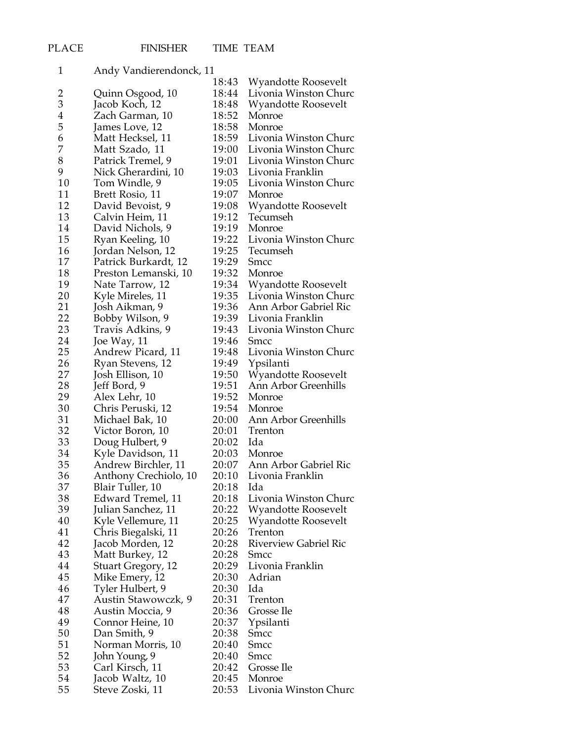| PLACE | FINISHER | TIME | TEAM |
|---|---|---|---|
| 1 | Andy Vandierendonck, 11 | 18:43 | Wyandotte Roosevelt |
| 2 | Quinn Osgood, 10 | 18:44 | Livonia Winston Churc |
| 3 | Jacob Koch, 12 | 18:48 | Wyandotte Roosevelt |
| 4 | Zach Garman, 10 | 18:52 | Monroe |
| 5 | James Love, 12 | 18:58 | Monroe |
| 6 | Matt Hecksel, 11 | 18:59 | Livonia Winston Churc |
| 7 | Matt Szado, 11 | 19:00 | Livonia Winston Churc |
| 8 | Patrick Tremel, 9 | 19:01 | Livonia Winston Churc |
| 9 | Nick Gherardini, 10 | 19:03 | Livonia Franklin |
| 10 | Tom Windle, 9 | 19:05 | Livonia Winston Churc |
| 11 | Brett Rosio, 11 | 19:07 | Monroe |
| 12 | David Bevoist, 9 | 19:08 | Wyandotte Roosevelt |
| 13 | Calvin Heim, 11 | 19:12 | Tecumseh |
| 14 | David Nichols, 9 | 19:19 | Monroe |
| 15 | Ryan Keeling, 10 | 19:22 | Livonia Winston Churc |
| 16 | Jordan Nelson, 12 | 19:25 | Tecumseh |
| 17 | Patrick Burkardt, 12 | 19:29 | Smcc |
| 18 | Preston Lemanski, 10 | 19:32 | Monroe |
| 19 | Nate Tarrow, 12 | 19:34 | Wyandotte Roosevelt |
| 20 | Kyle Mireles, 11 | 19:35 | Livonia Winston Churc |
| 21 | Josh Aikman, 9 | 19:36 | Ann Arbor Gabriel Ric |
| 22 | Bobby Wilson, 9 | 19:39 | Livonia Franklin |
| 23 | Travis Adkins, 9 | 19:43 | Livonia Winston Churc |
| 24 | Joe Way, 11 | 19:46 | Smcc |
| 25 | Andrew Picard, 11 | 19:48 | Livonia Winston Churc |
| 26 | Ryan Stevens, 12 | 19:49 | Ypsilanti |
| 27 | Josh Ellison, 10 | 19:50 | Wyandotte Roosevelt |
| 28 | Jeff Bord, 9 | 19:51 | Ann Arbor Greenhills |
| 29 | Alex Lehr, 10 | 19:52 | Monroe |
| 30 | Chris Peruski, 12 | 19:54 | Monroe |
| 31 | Michael Bak, 10 | 20:00 | Ann Arbor Greenhills |
| 32 | Victor Boron, 10 | 20:01 | Trenton |
| 33 | Doug Hulbert, 9 | 20:02 | Ida |
| 34 | Kyle Davidson, 11 | 20:03 | Monroe |
| 35 | Andrew Birchler, 11 | 20:07 | Ann Arbor Gabriel Ric |
| 36 | Anthony Crechiolo, 10 | 20:10 | Livonia Franklin |
| 37 | Blair Tuller, 10 | 20:18 | Ida |
| 38 | Edward Tremel, 11 | 20:18 | Livonia Winston Churc |
| 39 | Julian Sanchez, 11 | 20:22 | Wyandotte Roosevelt |
| 40 | Kyle Vellemure, 11 | 20:25 | Wyandotte Roosevelt |
| 41 | Chris Biegalski, 11 | 20:26 | Trenton |
| 42 | Jacob Morden, 12 | 20:28 | Riverview Gabriel Ric |
| 43 | Matt Burkey, 12 | 20:28 | Smcc |
| 44 | Stuart Gregory, 12 | 20:29 | Livonia Franklin |
| 45 | Mike Emery, 12 | 20:30 | Adrian |
| 46 | Tyler Hulbert, 9 | 20:30 | Ida |
| 47 | Austin Stawowczk, 9 | 20:31 | Trenton |
| 48 | Austin Moccia, 9 | 20:36 | Grosse Ile |
| 49 | Connor Heine, 10 | 20:37 | Ypsilanti |
| 50 | Dan Smith, 9 | 20:38 | Smcc |
| 51 | Norman Morris, 10 | 20:40 | Smcc |
| 52 | John Young, 9 | 20:40 | Smcc |
| 53 | Carl Kirsch, 11 | 20:42 | Grosse Ile |
| 54 | Jacob Waltz, 10 | 20:45 | Monroe |
| 55 | Steve Zoski, 11 | 20:53 | Livonia Winston Churc |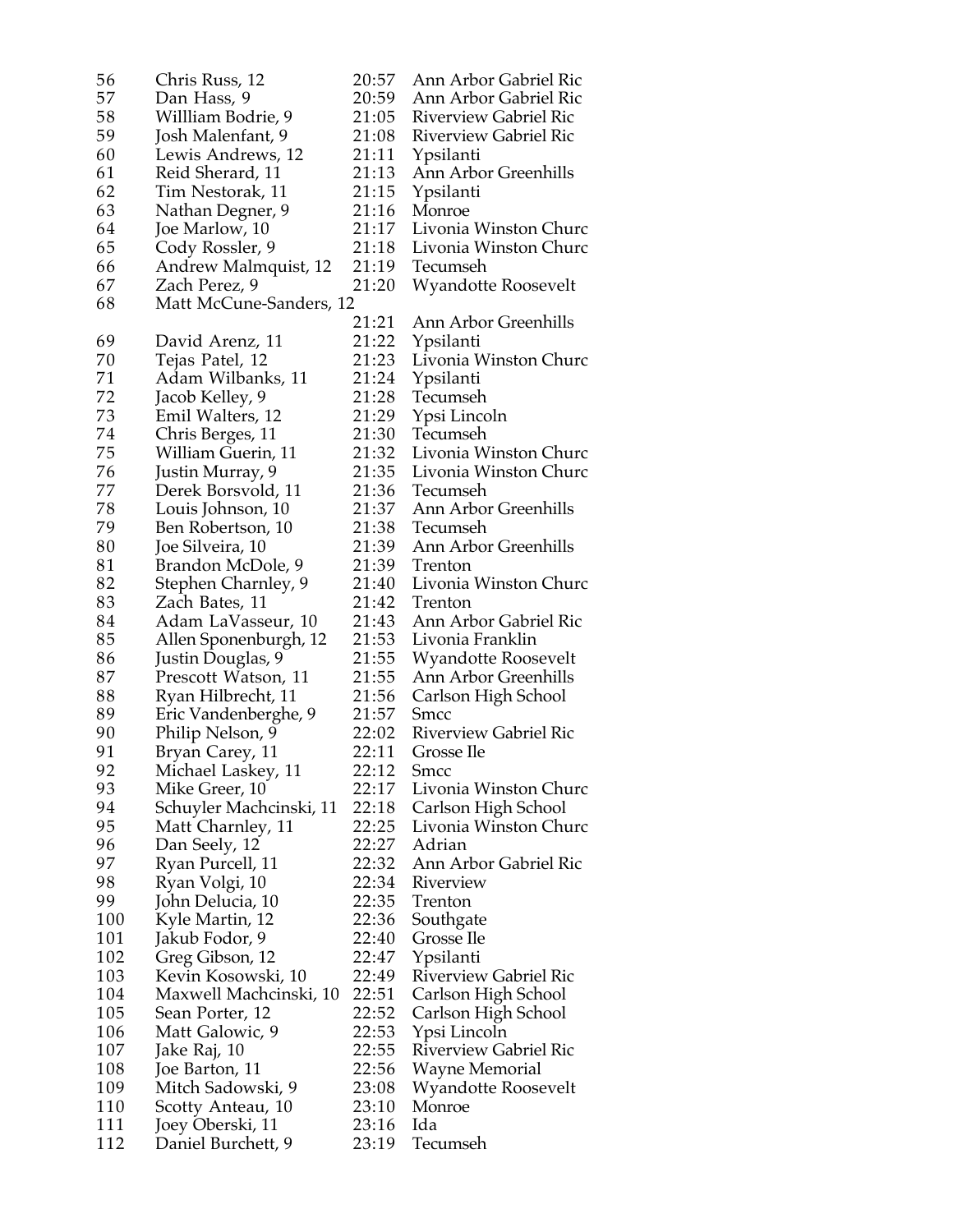| | | | |
|---|---|---|---|
| 56 | Chris Russ, 12 | 20:57 | Ann Arbor Gabriel Ric |
| 57 | Dan Hass, 9 | 20:59 | Ann Arbor Gabriel Ric |
| 58 | Willliam Bodrie, 9 | 21:05 | Riverview Gabriel Ric |
| 59 | Josh Malenfant, 9 | 21:08 | Riverview Gabriel Ric |
| 60 | Lewis Andrews, 12 | 21:11 | Ypsilanti |
| 61 | Reid Sherard, 11 | 21:13 | Ann Arbor Greenhills |
| 62 | Tim Nestorak, 11 | 21:15 | Ypsilanti |
| 63 | Nathan Degner, 9 | 21:16 | Monroe |
| 64 | Joe Marlow, 10 | 21:17 | Livonia Winston Churc |
| 65 | Cody Rossler, 9 | 21:18 | Livonia Winston Churc |
| 66 | Andrew Malmquist, 12 | 21:19 | Tecumseh |
| 67 | Zach Perez, 9 | 21:20 | Wyandotte Roosevelt |
| 68 | Matt McCune-Sanders, 12 | 21:21 | Ann Arbor Greenhills |
| 69 | David Arenz, 11 | 21:22 | Ypsilanti |
| 70 | Tejas Patel, 12 | 21:23 | Livonia Winston Churc |
| 71 | Adam Wilbanks, 11 | 21:24 | Ypsilanti |
| 72 | Jacob Kelley, 9 | 21:28 | Tecumseh |
| 73 | Emil Walters, 12 | 21:29 | Ypsi Lincoln |
| 74 | Chris Berges, 11 | 21:30 | Tecumseh |
| 75 | William Guerin, 11 | 21:32 | Livonia Winston Churc |
| 76 | Justin Murray, 9 | 21:35 | Livonia Winston Churc |
| 77 | Derek Borsvold, 11 | 21:36 | Tecumseh |
| 78 | Louis Johnson, 10 | 21:37 | Ann Arbor Greenhills |
| 79 | Ben Robertson, 10 | 21:38 | Tecumseh |
| 80 | Joe Silveira, 10 | 21:39 | Ann Arbor Greenhills |
| 81 | Brandon McDole, 9 | 21:39 | Trenton |
| 82 | Stephen Charnley, 9 | 21:40 | Livonia Winston Churc |
| 83 | Zach Bates, 11 | 21:42 | Trenton |
| 84 | Adam LaVasseur, 10 | 21:43 | Ann Arbor Gabriel Ric |
| 85 | Allen Sponenburgh, 12 | 21:53 | Livonia Franklin |
| 86 | Justin Douglas, 9 | 21:55 | Wyandotte Roosevelt |
| 87 | Prescott Watson, 11 | 21:55 | Ann Arbor Greenhills |
| 88 | Ryan Hilbrecht, 11 | 21:56 | Carlson High School |
| 89 | Eric Vandenberghe, 9 | 21:57 | Smcc |
| 90 | Philip Nelson, 9 | 22:02 | Riverview Gabriel Ric |
| 91 | Bryan Carey, 11 | 22:11 | Grosse Ile |
| 92 | Michael Laskey, 11 | 22:12 | Smcc |
| 93 | Mike Greer, 10 | 22:17 | Livonia Winston Churc |
| 94 | Schuyler Machcinski, 11 | 22:18 | Carlson High School |
| 95 | Matt Charnley, 11 | 22:25 | Livonia Winston Churc |
| 96 | Dan Seely, 12 | 22:27 | Adrian |
| 97 | Ryan Purcell, 11 | 22:32 | Ann Arbor Gabriel Ric |
| 98 | Ryan Volgi, 10 | 22:34 | Riverview |
| 99 | John Delucia, 10 | 22:35 | Trenton |
| 100 | Kyle Martin, 12 | 22:36 | Southgate |
| 101 | Jakub Fodor, 9 | 22:40 | Grosse Ile |
| 102 | Greg Gibson, 12 | 22:47 | Ypsilanti |
| 103 | Kevin Kosowski, 10 | 22:49 | Riverview Gabriel Ric |
| 104 | Maxwell Machcinski, 10 | 22:51 | Carlson High School |
| 105 | Sean Porter, 12 | 22:52 | Carlson High School |
| 106 | Matt Galowic, 9 | 22:53 | Ypsi Lincoln |
| 107 | Jake Raj, 10 | 22:55 | Riverview Gabriel Ric |
| 108 | Joe Barton, 11 | 22:56 | Wayne Memorial |
| 109 | Mitch Sadowski, 9 | 23:08 | Wyandotte Roosevelt |
| 110 | Scotty Anteau, 10 | 23:10 | Monroe |
| 111 | Joey Oberski, 11 | 23:16 | Ida |
| 112 | Daniel Burchett, 9 | 23:19 | Tecumseh |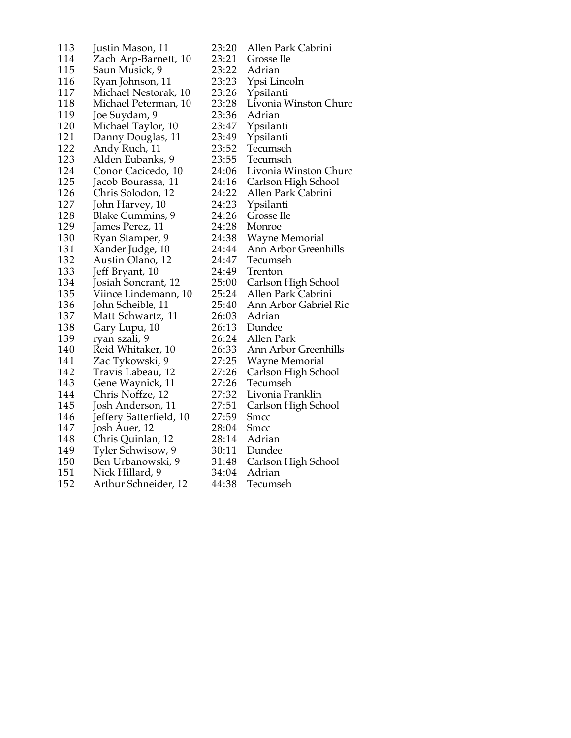| | | | |
|---|---|---|---|
| 113 | Justin Mason, 11 | 23:20 | Allen Park Cabrini |
| 114 | Zach Arp-Barnett, 10 | 23:21 | Grosse Ile |
| 115 | Saun Musick, 9 | 23:22 | Adrian |
| 116 | Ryan Johnson, 11 | 23:23 | Ypsi Lincoln |
| 117 | Michael Nestorak, 10 | 23:26 | Ypsilanti |
| 118 | Michael Peterman, 10 | 23:28 | Livonia Winston Churc |
| 119 | Joe Suydam, 9 | 23:36 | Adrian |
| 120 | Michael Taylor, 10 | 23:47 | Ypsilanti |
| 121 | Danny Douglas, 11 | 23:49 | Ypsilanti |
| 122 | Andy Ruch, 11 | 23:52 | Tecumseh |
| 123 | Alden Eubanks, 9 | 23:55 | Tecumseh |
| 124 | Conor Cacicedo, 10 | 24:06 | Livonia Winston Churc |
| 125 | Jacob Bourassa, 11 | 24:16 | Carlson High School |
| 126 | Chris Solodon, 12 | 24:22 | Allen Park Cabrini |
| 127 | John Harvey, 10 | 24:23 | Ypsilanti |
| 128 | Blake Cummins, 9 | 24:26 | Grosse Ile |
| 129 | James Perez, 11 | 24:28 | Monroe |
| 130 | Ryan Stamper, 9 | 24:38 | Wayne Memorial |
| 131 | Xander Judge, 10 | 24:44 | Ann Arbor Greenhills |
| 132 | Austin Olano, 12 | 24:47 | Tecumseh |
| 133 | Jeff Bryant, 10 | 24:49 | Trenton |
| 134 | Josiah Soncrant, 12 | 25:00 | Carlson High School |
| 135 | Viince Lindemann, 10 | 25:24 | Allen Park Cabrini |
| 136 | John Scheible, 11 | 25:40 | Ann Arbor Gabriel Ric |
| 137 | Matt Schwartz, 11 | 26:03 | Adrian |
| 138 | Gary Lupu, 10 | 26:13 | Dundee |
| 139 | ryan szali, 9 | 26:24 | Allen Park |
| 140 | Reid Whitaker, 10 | 26:33 | Ann Arbor Greenhills |
| 141 | Zac Tykowski, 9 | 27:25 | Wayne Memorial |
| 142 | Travis Labeau, 12 | 27:26 | Carlson High School |
| 143 | Gene Waynick, 11 | 27:26 | Tecumseh |
| 144 | Chris Noffze, 12 | 27:32 | Livonia Franklin |
| 145 | Josh Anderson, 11 | 27:51 | Carlson High School |
| 146 | Jeffery Satterfield, 10 | 27:59 | Smcc |
| 147 | Josh Auer, 12 | 28:04 | Smcc |
| 148 | Chris Quinlan, 12 | 28:14 | Adrian |
| 149 | Tyler Schwisow, 9 | 30:11 | Dundee |
| 150 | Ben Urbanowski, 9 | 31:48 | Carlson High School |
| 151 | Nick Hillard, 9 | 34:04 | Adrian |
| 152 | Arthur Schneider, 12 | 44:38 | Tecumseh |